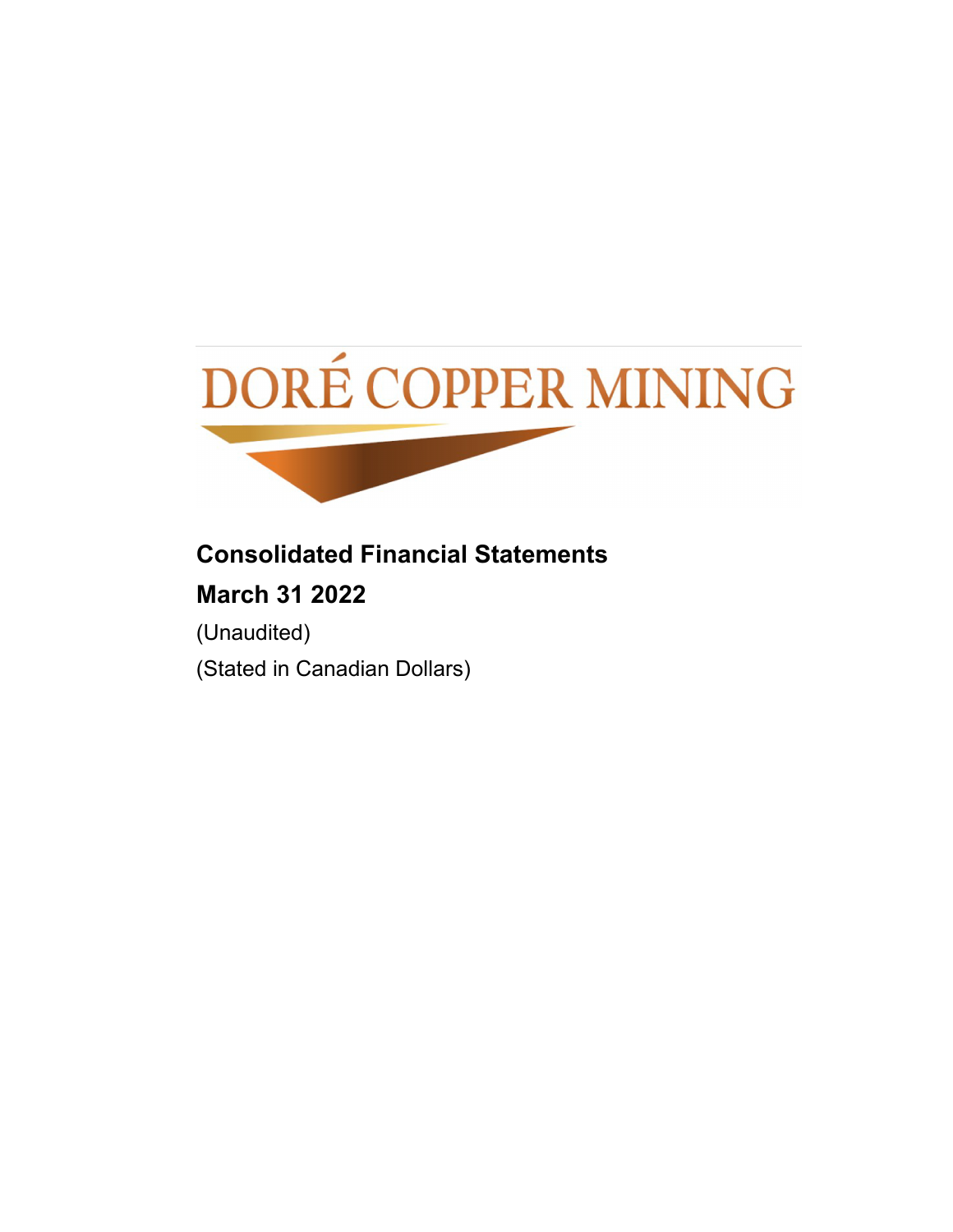DORÉ COPPER MINING

**Consolidated Financial Statements**

**March 31 2022**

(Unaudited)

(Stated in Canadian Dollars)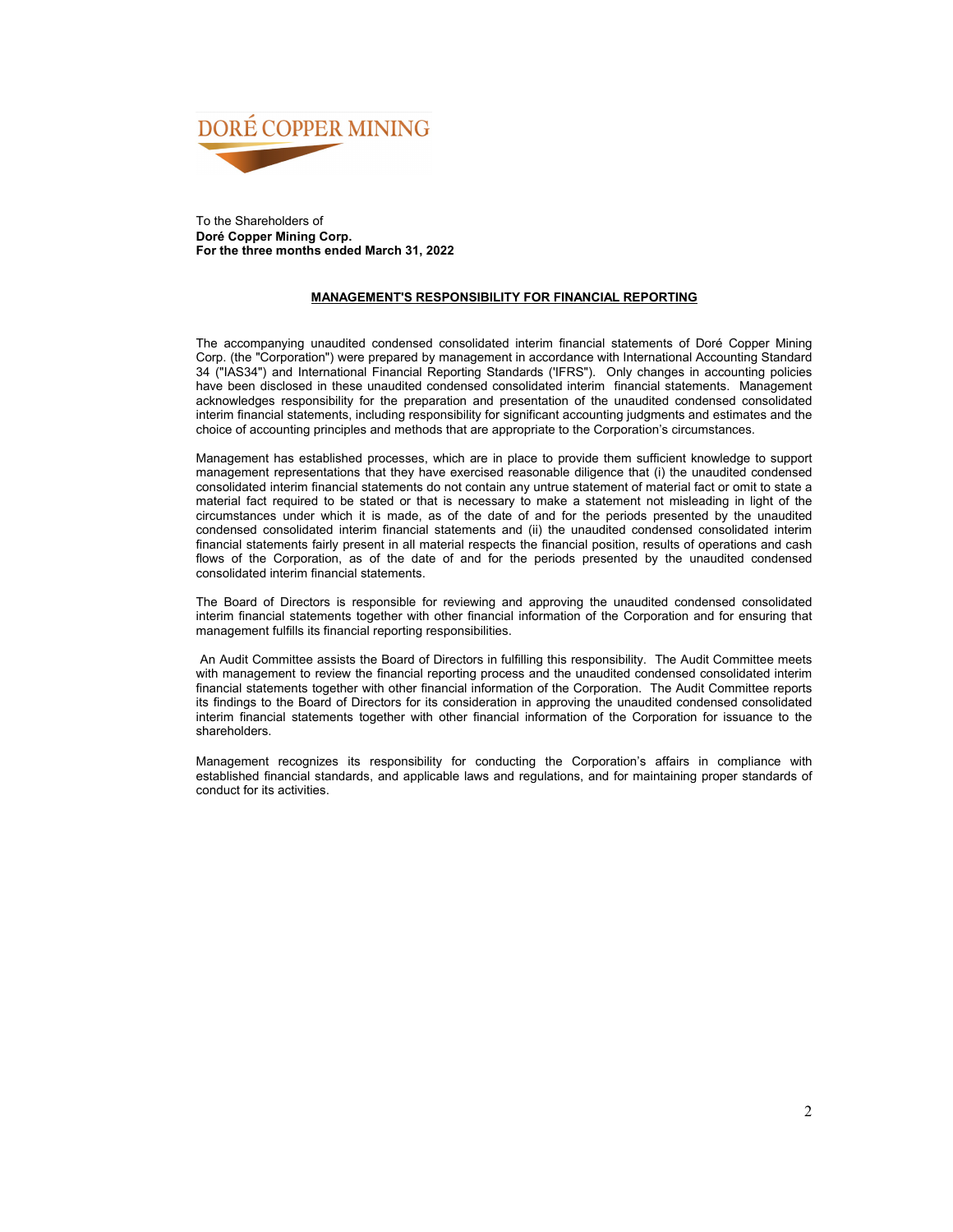DORÉ COPPER MINING

To the Shareholders of
**Doré Copper Mining Corp.**
**For the three months ended March 31, 2022**

## MANAGEMENT'S RESPONSIBILITY FOR FINANCIAL REPORTING

The accompanying unaudited condensed consolidated interim financial statements of Doré Copper Mining Corp. (the "Corporation") were prepared by management in accordance with International Accounting Standard 34 ("IAS34") and International Financial Reporting Standards ('IFRS"). Only changes in accounting policies have been disclosed in these unaudited condensed consolidated interim financial statements. Management acknowledges responsibility for the preparation and presentation of the unaudited condensed consolidated interim financial statements, including responsibility for significant accounting judgments and estimates and the choice of accounting principles and methods that are appropriate to the Corporation's circumstances.

Management has established processes, which are in place to provide them sufficient knowledge to support management representations that they have exercised reasonable diligence that (i) the unaudited condensed consolidated interim financial statements do not contain any untrue statement of material fact or omit to state a material fact required to be stated or that is necessary to make a statement not misleading in light of the circumstances under which it is made, as of the date of and for the periods presented by the unaudited condensed consolidated interim financial statements and (ii) the unaudited condensed consolidated interim financial statements fairly present in all material respects the financial position, results of operations and cash flows of the Corporation, as of the date of and for the periods presented by the unaudited condensed consolidated interim financial statements.

The Board of Directors is responsible for reviewing and approving the unaudited condensed consolidated interim financial statements together with other financial information of the Corporation and for ensuring that management fulfills its financial reporting responsibilities.

An Audit Committee assists the Board of Directors in fulfilling this responsibility. The Audit Committee meets with management to review the financial reporting process and the unaudited condensed consolidated interim financial statements together with other financial information of the Corporation. The Audit Committee reports its findings to the Board of Directors for its consideration in approving the unaudited condensed consolidated interim financial statements together with other financial information of the Corporation for issuance to the shareholders.

Management recognizes its responsibility for conducting the Corporation's affairs in compliance with established financial standards, and applicable laws and regulations, and for maintaining proper standards of conduct for its activities.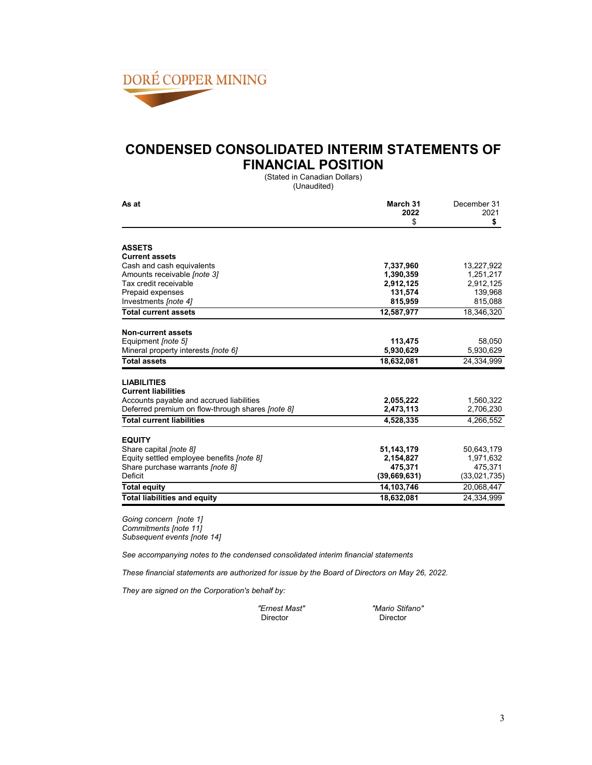DORÉ COPPER MINING

# CONDENSED CONSOLIDATED INTERIM STATEMENTS OF FINANCIAL POSITION

(Stated in Canadian Dollars)
(Unaudited)

| As at | March 31 2022 $ | December 31 2021 $ |
|---|---|---|
| **ASSETS** | | |
| **Current assets** | | |
| Cash and cash equivalents | **7,337,960** | 13,227,922 |
| Amounts receivable *[note 3]* | **1,390,359** | 1,251,217 |
| Tax credit receivable | **2,912,125** | 2,912,125 |
| Prepaid expenses | **131,574** | 139,968 |
| Investments *[note 4]* | **815,959** | 815,088 |
| **Total current assets** | **12,587,977** | 18,346,320 |
| **Non-current assets** | | |
| Equipment *[note 5]* | **113,475** | 58,050 |
| Mineral property interests *[note 6]* | **5,930,629** | 5,930,629 |
| **Total assets** | **18,632,081** | 24,334,999 |
| **LIABILITIES** | | |
| **Current liabilities** | | |
| Accounts payable and accrued liabilities | **2,055,222** | 1,560,322 |
| Deferred premium on flow-through shares *[note 8]* | **2,473,113** | 2,706,230 |
| **Total current liabilities** | **4,528,335** | 4,266,552 |
| **EQUITY** | | |
| Share capital *[note 8]* | **51,143,179** | 50,643,179 |
| Equity settled employee benefits *[note 8]* | **2,154,827** | 1,971,632 |
| Share purchase warrants *[note 8]* | **475,371** | 475,371 |
| Deficit | **(39,669,631)** | (33,021,735) |
| **Total equity** | **14,103,746** | 20,068,447 |
| **Total liabilities and equity** | **18,632,081** | 24,334,999 |

*Going concern [note 1]*
*Commitments [note 11]*
*Subsequent events [note 14]*

*See accompanying notes to the condensed consolidated interim financial statements*

*These financial statements are authorized for issue by the Board of Directors on May 26, 2022.*

*They are signed on the Corporation's behalf by:*

*"Ernest Mast"*
Director

*"Mario Stifano"*
Director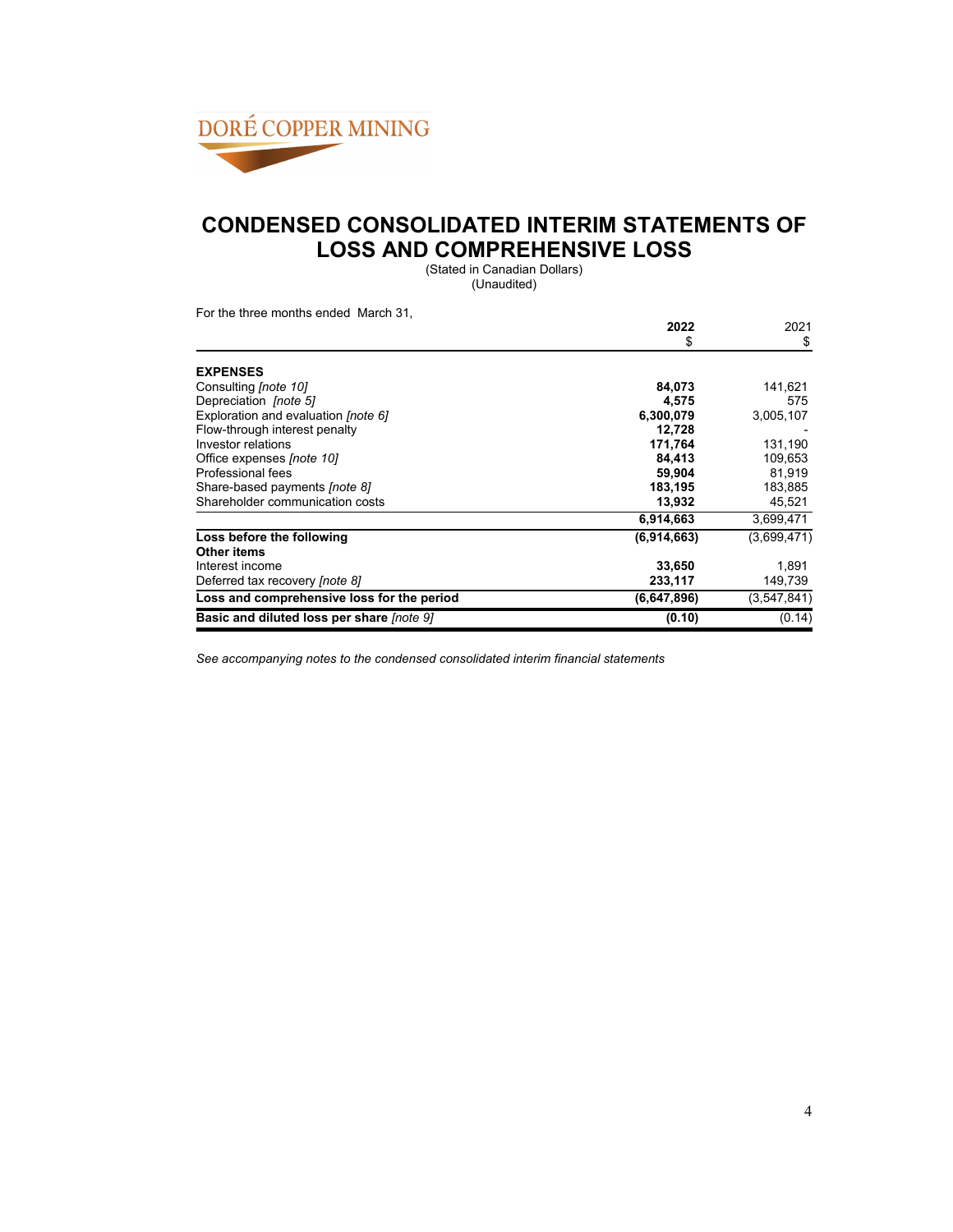DORÉ COPPER MINING

# CONDENSED CONSOLIDATED INTERIM STATEMENTS OF LOSS AND COMPREHENSIVE LOSS

(Stated in Canadian Dollars)
(Unaudited)

For the three months ended March 31,

| | **2022** | 2021 |
|---|---|---|
| | $ | $ |
| **EXPENSES** | | |
| Consulting *[note 10]* | **84,073** | 141,621 |
| Depreciation *[note 5]* | **4,575** | 575 |
| Exploration and evaluation *[note 6]* | **6,300,079** | 3,005,107 |
| Flow-through interest penalty | **12,728** | - |
| Investor relations | **171,764** | 131,190 |
| Office expenses *[note 10]* | **84,413** | 109,653 |
| Professional fees | **59,904** | 81,919 |
| Share-based payments *[note 8]* | **183,195** | 183,885 |
| Shareholder communication costs | **13,932** | 45,521 |
| | **6,914,663** | 3,699,471 |
| **Loss before the following** | **(6,914,663)** | (3,699,471) |
| **Other items** | | |
| Interest income | **33,650** | 1,891 |
| Deferred tax recovery *[note 8]* | **233,117** | 149,739 |
| **Loss and comprehensive loss for the period** | **(6,647,896)** | (3,547,841) |
| **Basic and diluted loss per share** *[note 9]* | **(0.10)** | (0.14) |

*See accompanying notes to the condensed consolidated interim financial statements*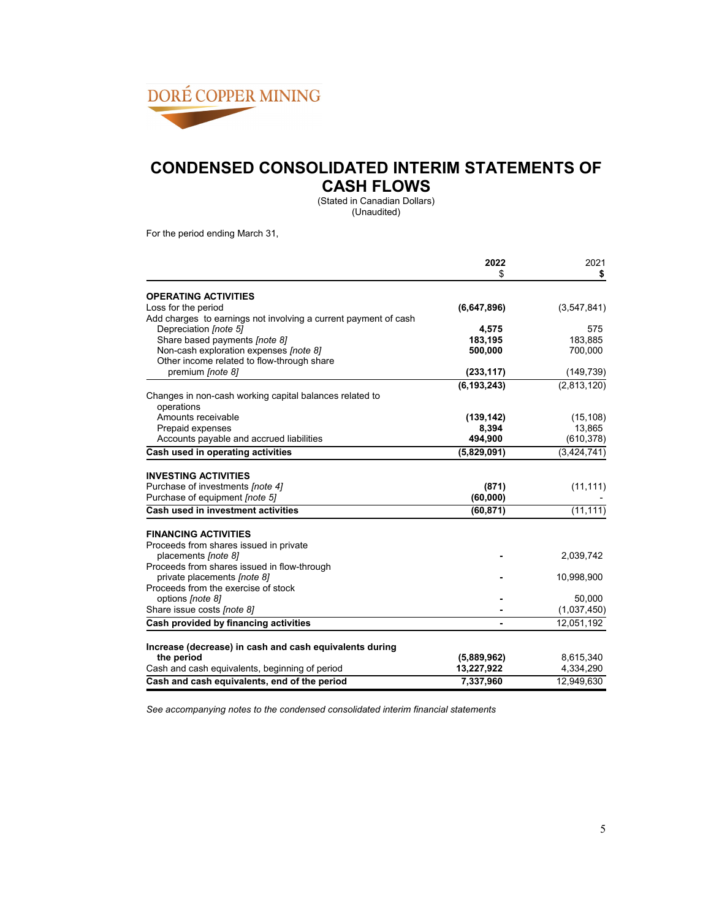DORÉ COPPER MINING

# CONDENSED CONSOLIDATED INTERIM STATEMENTS OF CASH FLOWS

(Stated in Canadian Dollars)
(Unaudited)

For the period ending March 31,

| | **2022** | 2021 |
|---|---|---|
| | $ | **$** |
| **OPERATING ACTIVITIES** | | |
| Loss for the period | **(6,647,896)** | (3,547,841) |
| Add charges to earnings not involving a current payment of cash | | |
| Depreciation *[note 5]* | **4,575** | 575 |
| Share based payments *[note 8]* | **183,195** | 183,885 |
| Non-cash exploration expenses *[note 8]* | **500,000** | 700,000 |
| Other income related to flow-through share premium *[note 8]* | **(233,117)** | (149,739) |
| | **(6,193,243)** | (2,813,120) |
| Changes in non-cash working capital balances related to operations | | |
| Amounts receivable | **(139,142)** | (15,108) |
| Prepaid expenses | **8,394** | 13,865 |
| Accounts payable and accrued liabilities | **494,900** | (610,378) |
| **Cash used in operating activities** | **(5,829,091)** | (3,424,741) |
| **INVESTING ACTIVITIES** | | |
| Purchase of investments *[note 4]* | **(871)** | (11,111) |
| Purchase of equipment *[note 5]* | **(60,000)** | - |
| **Cash used in investment activities** | **(60,871)** | (11,111) |
| **FINANCING ACTIVITIES** | | |
| Proceeds from shares issued in private placements *[note 8]* | **-** | 2,039,742 |
| Proceeds from shares issued in flow-through private placements *[note 8]* | **-** | 10,998,900 |
| Proceeds from the exercise of stock options *[note 8]* | **-** | 50,000 |
| Share issue costs *[note 8]* | **-** | (1,037,450) |
| **Cash provided by financing activities** | **-** | 12,051,192 |
| **Increase (decrease) in cash and cash equivalents during the period** | **(5,889,962)** | 8,615,340 |
| Cash and cash equivalents, beginning of period | **13,227,922** | 4,334,290 |
| **Cash and cash equivalents, end of the period** | **7,337,960** | 12,949,630 |

*See accompanying notes to the condensed consolidated interim financial statements*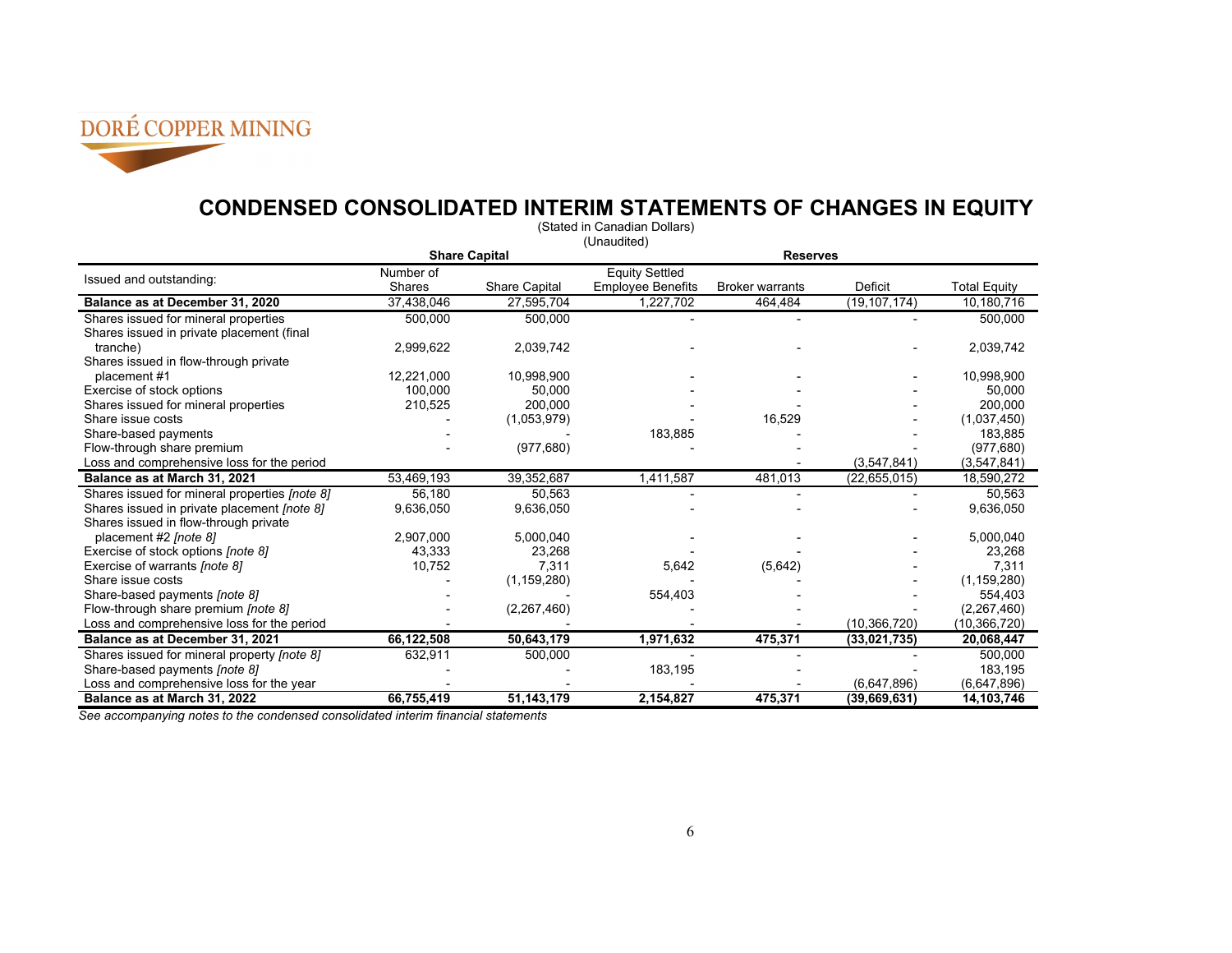DORÉ COPPER MINING

# CONDENSED CONSOLIDATED INTERIM STATEMENTS OF CHANGES IN EQUITY

(Stated in Canadian Dollars)
(Unaudited)

| | Share Capital | | Reserves | | | |
|---|---|---|---|---|---|---|
| Issued and outstanding: | Number of Shares | Share Capital | Equity Settled Employee Benefits | Broker warrants | Deficit | Total Equity |
| **Balance as at December 31, 2020** | 37,438,046 | 27,595,704 | 1,227,702 | 464,484 | (19,107,174) | 10,180,716 |
| Shares issued for mineral properties | 500,000 | 500,000 | - | - | - | 500,000 |
| Shares issued in private placement (final tranche) | 2,999,622 | 2,039,742 | - | - | - | 2,039,742 |
| Shares issued in flow-through private placement #1 | 12,221,000 | 10,998,900 | - | - | - | 10,998,900 |
| Exercise of stock options | 100,000 | 50,000 | - | - | - | 50,000 |
| Shares issued for mineral properties | 210,525 | 200,000 | - | - | - | 200,000 |
| Share issue costs | - | (1,053,979) | - | 16,529 | - | (1,037,450) |
| Share-based payments | - | - | 183,885 | - | - | 183,885 |
| Flow-through share premium | - | (977,680) | - | - | - | (977,680) |
| Loss and comprehensive loss for the period | | | | - | (3,547,841) | (3,547,841) |
| **Balance as at March 31, 2021** | 53,469,193 | 39,352,687 | 1,411,587 | 481,013 | (22,655,015) | 18,590,272 |
| Shares issued for mineral properties *[note 8]* | 56,180 | 50,563 | - | - | - | 50,563 |
| Shares issued in private placement *[note 8]* | 9,636,050 | 9,636,050 | - | - | - | 9,636,050 |
| Shares issued in flow-through private placement #2 *[note 8]* | 2,907,000 | 5,000,040 | - | - | - | 5,000,040 |
| Exercise of stock options *[note 8]* | 43,333 | 23,268 | - | - | - | 23,268 |
| Exercise of warrants *[note 8]* | 10,752 | 7,311 | 5,642 | (5,642) | - | 7,311 |
| Share issue costs | - | (1,159,280) | - | - | - | (1,159,280) |
| Share-based payments *[note 8]* | - | - | 554,403 | - | - | 554,403 |
| Flow-through share premium *[note 8]* | - | (2,267,460) | - | - | - | (2,267,460) |
| Loss and comprehensive loss for the period | - | - | - | - | (10,366,720) | (10,366,720) |
| **Balance as at December 31, 2021** | **66,122,508** | **50,643,179** | **1,971,632** | **475,371** | **(33,021,735)** | **20,068,447** |
| Shares issued for mineral property *[note 8]* | 632,911 | 500,000 | - | - | - | 500,000 |
| Share-based payments *[note 8]* | - | - | 183,195 | - | - | 183,195 |
| Loss and comprehensive loss for the year | - | - | - | - | (6,647,896) | (6,647,896) |
| **Balance as at March 31, 2022** | **66,755,419** | **51,143,179** | **2,154,827** | **475,371** | **(39,669,631)** | **14,103,746** |

*See accompanying notes to the condensed consolidated interim financial statements*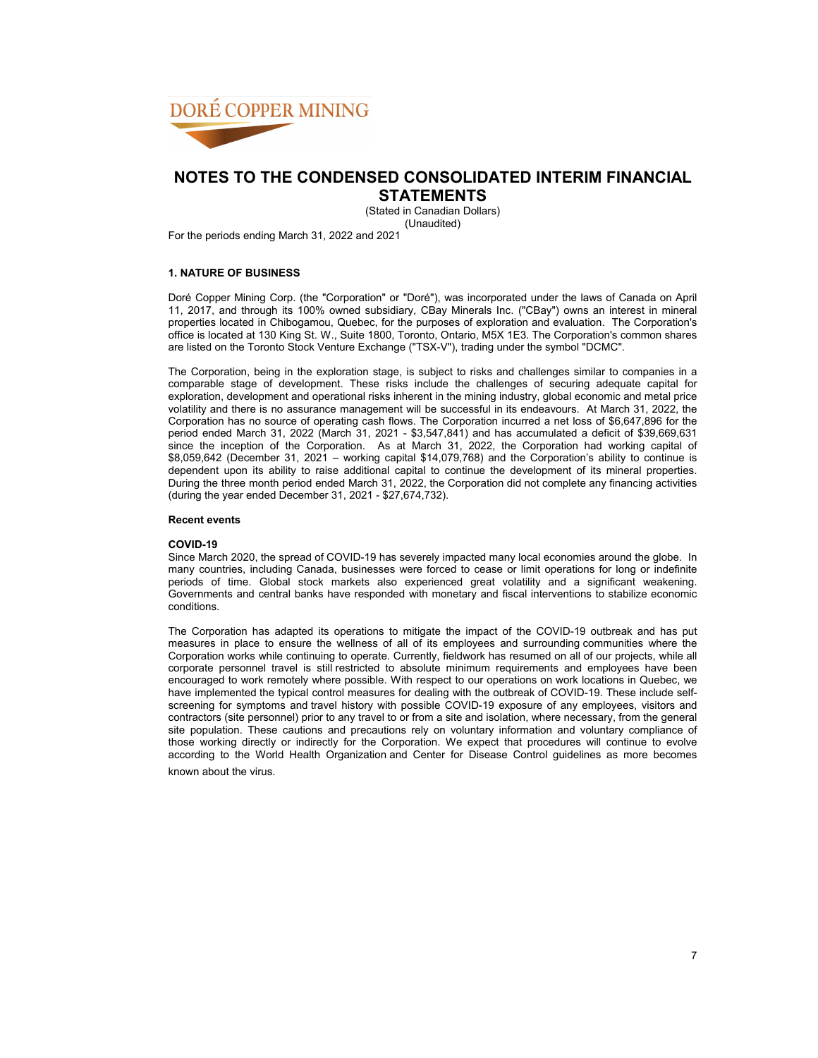# NOTES TO THE CONDENSED CONSOLIDATED INTERIM FINANCIAL STATEMENTS

(Stated in Canadian Dollars)
(Unaudited)

For the periods ending March 31, 2022 and 2021

### 1. NATURE OF BUSINESS

Doré Copper Mining Corp. (the "Corporation" or "Doré"), was incorporated under the laws of Canada on April 11, 2017, and through its 100% owned subsidiary, CBay Minerals Inc. ("CBay") owns an interest in mineral properties located in Chibogamou, Quebec, for the purposes of exploration and evaluation. The Corporation's office is located at 130 King St. W., Suite 1800, Toronto, Ontario, M5X 1E3. The Corporation's common shares are listed on the Toronto Stock Venture Exchange ("TSX-V"), trading under the symbol "DCMC".

The Corporation, being in the exploration stage, is subject to risks and challenges similar to companies in a comparable stage of development. These risks include the challenges of securing adequate capital for exploration, development and operational risks inherent in the mining industry, global economic and metal price volatility and there is no assurance management will be successful in its endeavours. At March 31, 2022, the Corporation has no source of operating cash flows. The Corporation incurred a net loss of $6,647,896 for the period ended March 31, 2022 (March 31, 2021 - $3,547,841) and has accumulated a deficit of $39,669,631 since the inception of the Corporation. As at March 31, 2022, the Corporation had working capital of $8,059,642 (December 31, 2021 – working capital $14,079,768) and the Corporation's ability to continue is dependent upon its ability to raise additional capital to continue the development of its mineral properties. During the three month period ended March 31, 2022, the Corporation did not complete any financing activities (during the year ended December 31, 2021 - $27,674,732).

#### Recent events

#### COVID-19

Since March 2020, the spread of COVID-19 has severely impacted many local economies around the globe. In many countries, including Canada, businesses were forced to cease or limit operations for long or indefinite periods of time. Global stock markets also experienced great volatility and a significant weakening. Governments and central banks have responded with monetary and fiscal interventions to stabilize economic conditions.

The Corporation has adapted its operations to mitigate the impact of the COVID-19 outbreak and has put measures in place to ensure the wellness of all of its employees and surrounding communities where the Corporation works while continuing to operate. Currently, fieldwork has resumed on all of our projects, while all corporate personnel travel is still restricted to absolute minimum requirements and employees have been encouraged to work remotely where possible. With respect to our operations on work locations in Quebec, we have implemented the typical control measures for dealing with the outbreak of COVID-19. These include self-screening for symptoms and travel history with possible COVID-19 exposure of any employees, visitors and contractors (site personnel) prior to any travel to or from a site and isolation, where necessary, from the general site population. These cautions and precautions rely on voluntary information and voluntary compliance of those working directly or indirectly for the Corporation. We expect that procedures will continue to evolve according to the World Health Organization and Center for Disease Control guidelines as more becomes known about the virus.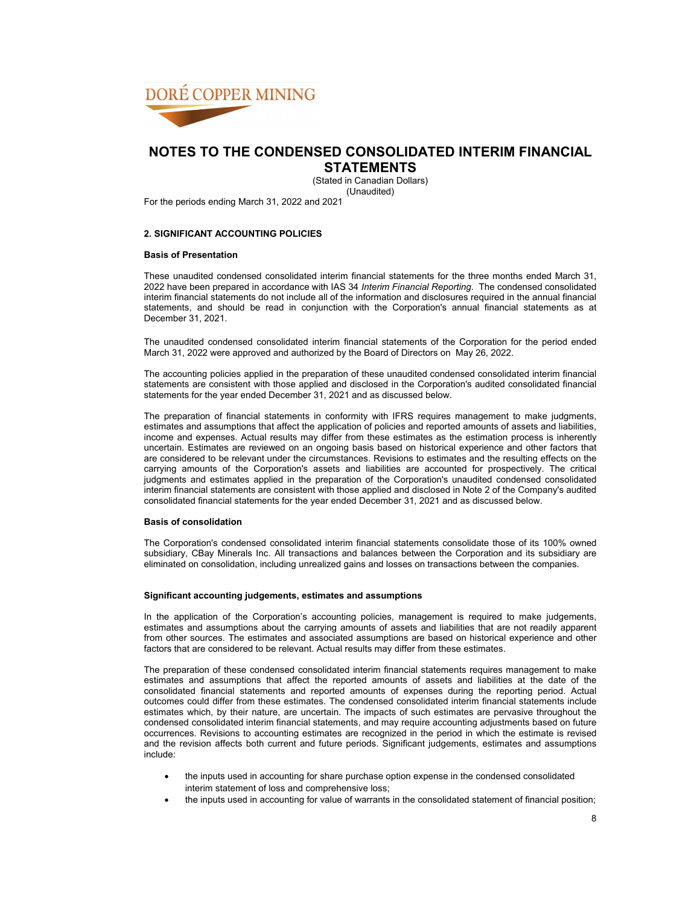# NOTES TO THE CONDENSED CONSOLIDATED INTERIM FINANCIAL STATEMENTS

(Stated in Canadian Dollars)
(Unaudited)

For the periods ending March 31, 2022 and 2021

### 2. SIGNIFICANT ACCOUNTING POLICIES

**Basis of Presentation**

These unaudited condensed consolidated interim financial statements for the three months ended March 31, 2022 have been prepared in accordance with IAS 34 *Interim Financial Reporting*. The condensed consolidated interim financial statements do not include all of the information and disclosures required in the annual financial statements, and should be read in conjunction with the Corporation's annual financial statements as at December 31, 2021.

The unaudited condensed consolidated interim financial statements of the Corporation for the period ended March 31, 2022 were approved and authorized by the Board of Directors on May 26, 2022.

The accounting policies applied in the preparation of these unaudited condensed consolidated interim financial statements are consistent with those applied and disclosed in the Corporation's audited consolidated financial statements for the year ended December 31, 2021 and as discussed below.

The preparation of financial statements in conformity with IFRS requires management to make judgments, estimates and assumptions that affect the application of policies and reported amounts of assets and liabilities, income and expenses. Actual results may differ from these estimates as the estimation process is inherently uncertain. Estimates are reviewed on an ongoing basis based on historical experience and other factors that are considered to be relevant under the circumstances. Revisions to estimates and the resulting effects on the carrying amounts of the Corporation's assets and liabilities are accounted for prospectively. The critical judgments and estimates applied in the preparation of the Corporation's unaudited condensed consolidated interim financial statements are consistent with those applied and disclosed in Note 2 of the Company's audited consolidated financial statements for the year ended December 31, 2021 and as discussed below.

**Basis of consolidation**

The Corporation's condensed consolidated interim financial statements consolidate those of its 100% owned subsidiary, CBay Minerals Inc. All transactions and balances between the Corporation and its subsidiary are eliminated on consolidation, including unrealized gains and losses on transactions between the companies.

**Significant accounting judgements, estimates and assumptions**

In the application of the Corporation's accounting policies, management is required to make judgements, estimates and assumptions about the carrying amounts of assets and liabilities that are not readily apparent from other sources. The estimates and associated assumptions are based on historical experience and other factors that are considered to be relevant. Actual results may differ from these estimates.

The preparation of these condensed consolidated interim financial statements requires management to make estimates and assumptions that affect the reported amounts of assets and liabilities at the date of the consolidated financial statements and reported amounts of expenses during the reporting period. Actual outcomes could differ from these estimates. The condensed consolidated interim financial statements include estimates which, by their nature, are uncertain. The impacts of such estimates are pervasive throughout the condensed consolidated interim financial statements, and may require accounting adjustments based on future occurrences. Revisions to accounting estimates are recognized in the period in which the estimate is revised and the revision affects both current and future periods. Significant judgements, estimates and assumptions include:

- the inputs used in accounting for share purchase option expense in the condensed consolidated interim statement of loss and comprehensive loss;
- the inputs used in accounting for value of warrants in the consolidated statement of financial position;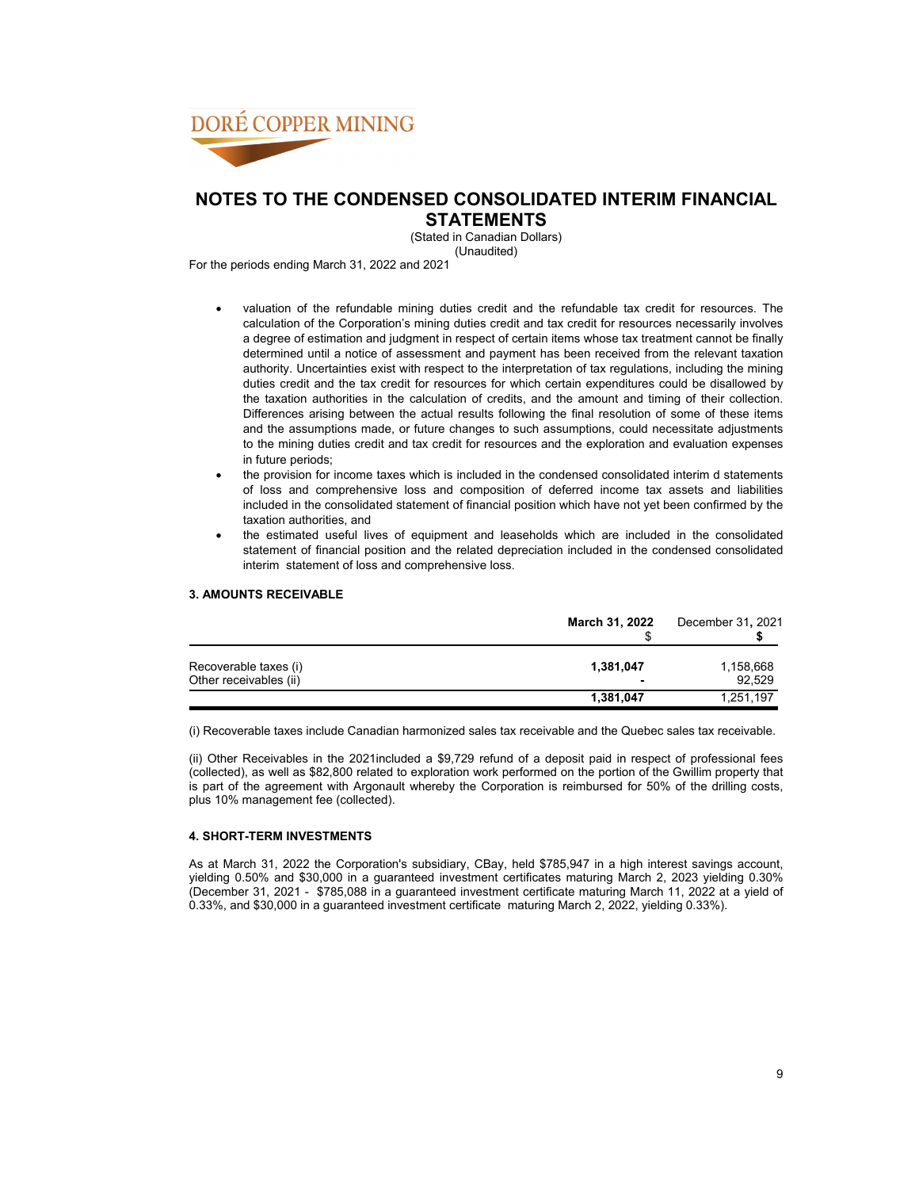- valuation of the refundable mining duties credit and the refundable tax credit for resources. The calculation of the Corporation's mining duties credit and tax credit for resources necessarily involves a degree of estimation and judgment in respect of certain items whose tax treatment cannot be finally determined until a notice of assessment and payment has been received from the relevant taxation authority. Uncertainties exist with respect to the interpretation of tax regulations, including the mining duties credit and the tax credit for resources for which certain expenditures could be disallowed by the taxation authorities in the calculation of credits, and the amount and timing of their collection. Differences arising between the actual results following the final resolution of some of these items and the assumptions made, or future changes to such assumptions, could necessitate adjustments to the mining duties credit and tax credit for resources and the exploration and evaluation expenses in future periods;
- the provision for income taxes which is included in the condensed consolidated interim d statements of loss and comprehensive loss and composition of deferred income tax assets and liabilities included in the consolidated statement of financial position which have not yet been confirmed by the taxation authorities, and
- the estimated useful lives of equipment and leaseholds which are included in the consolidated statement of financial position and the related depreciation included in the condensed consolidated interim statement of loss and comprehensive loss.

### 3. AMOUNTS RECEIVABLE

| | **March 31, 2022** | December 31, 2021 |
|---|---|---|
| | $ | **$** |
| Recoverable taxes (i) | **1,381,047** | 1,158,668 |
| Other receivables (ii) | **-** | 92,529 |
| | **1,381,047** | 1,251,197 |

(i) Recoverable taxes include Canadian harmonized sales tax receivable and the Quebec sales tax receivable.

(ii) Other Receivables in the 2021included a $9,729 refund of a deposit paid in respect of professional fees (collected), as well as $82,800 related to exploration work performed on the portion of the Gwillim property that is part of the agreement with Argonault whereby the Corporation is reimbursed for 50% of the drilling costs, plus 10% management fee (collected).

### 4. SHORT-TERM INVESTMENTS

As at March 31, 2022 the Corporation's subsidiary, CBay, held $785,947 in a high interest savings account, yielding 0.50% and $30,000 in a guaranteed investment certificates maturing March 2, 2023 yielding 0.30% (December 31, 2021 - $785,088 in a guaranteed investment certificate maturing March 11, 2022 at a yield of 0.33%, and $30,000 in a guaranteed investment certificate maturing March 2, 2022, yielding 0.33%).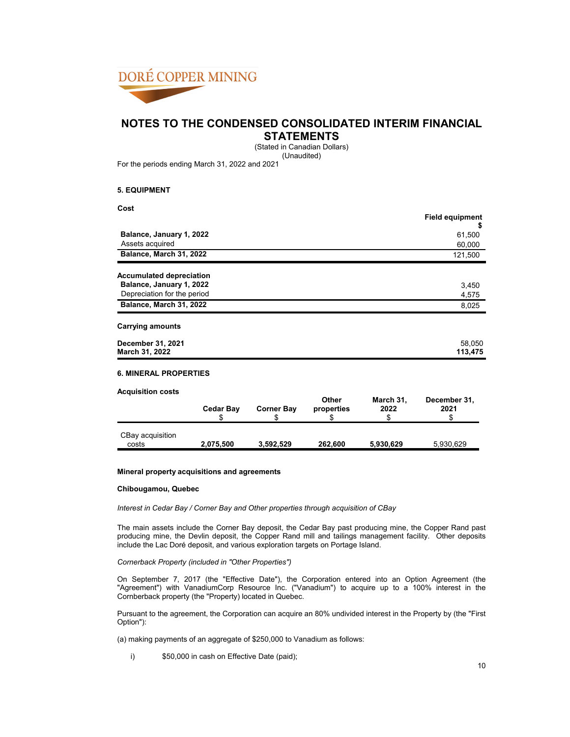# NOTES TO THE CONDENSED CONSOLIDATED INTERIM FINANCIAL STATEMENTS

(Stated in Canadian Dollars)
(Unaudited)

For the periods ending March 31, 2022 and 2021

### 5. EQUIPMENT

**Cost**

| | Field equipment $ |
|---|---|
| **Balance, January 1, 2022** | 61,500 |
| Assets acquired | 60,000 |
| **Balance, March 31, 2022** | 121,500 |

| **Accumulated depreciation** | |
|---|---|
| **Balance, January 1, 2022** | 3,450 |
| Depreciation for the period | 4,575 |
| **Balance, March 31, 2022** | 8,025 |

**Carrying amounts**

| | |
|---|---|
| **December 31, 2021** | 58,050 |
| **March 31, 2022** | **113,475** |

### 6. MINERAL PROPERTIES

**Acquisition costs**

| | Cedar Bay $ | Corner Bay $ | Other properties $ | March 31, 2022 $ | December 31, 2021 $ |
|---|---|---|---|---|---|
| CBay acquisition costs | **2,075,500** | **3,592,529** | **262,600** | **5,930,629** | 5,930,629 |

**Mineral property acquisitions and agreements**

**Chibougamou, Quebec**

*Interest in Cedar Bay / Corner Bay and Other properties through acquisition of CBay*

The main assets include the Corner Bay deposit, the Cedar Bay past producing mine, the Copper Rand past producing mine, the Devlin deposit, the Copper Rand mill and tailings management facility. Other deposits include the Lac Doré deposit, and various exploration targets on Portage Island.

*Cornerback Property (included in "Other Properties")*

On September 7, 2017 (the "Effective Date"), the Corporation entered into an Option Agreement (the "Agreement") with VanadiumCorp Resource Inc. ("Vanadium") to acquire up to a 100% interest in the Cornberback property (the "Property) located in Quebec.

Pursuant to the agreement, the Corporation can acquire an 80% undivided interest in the Property by (the "First Option"):

(a) making payments of an aggregate of $250,000 to Vanadium as follows:

i) $50,000 in cash on Effective Date (paid);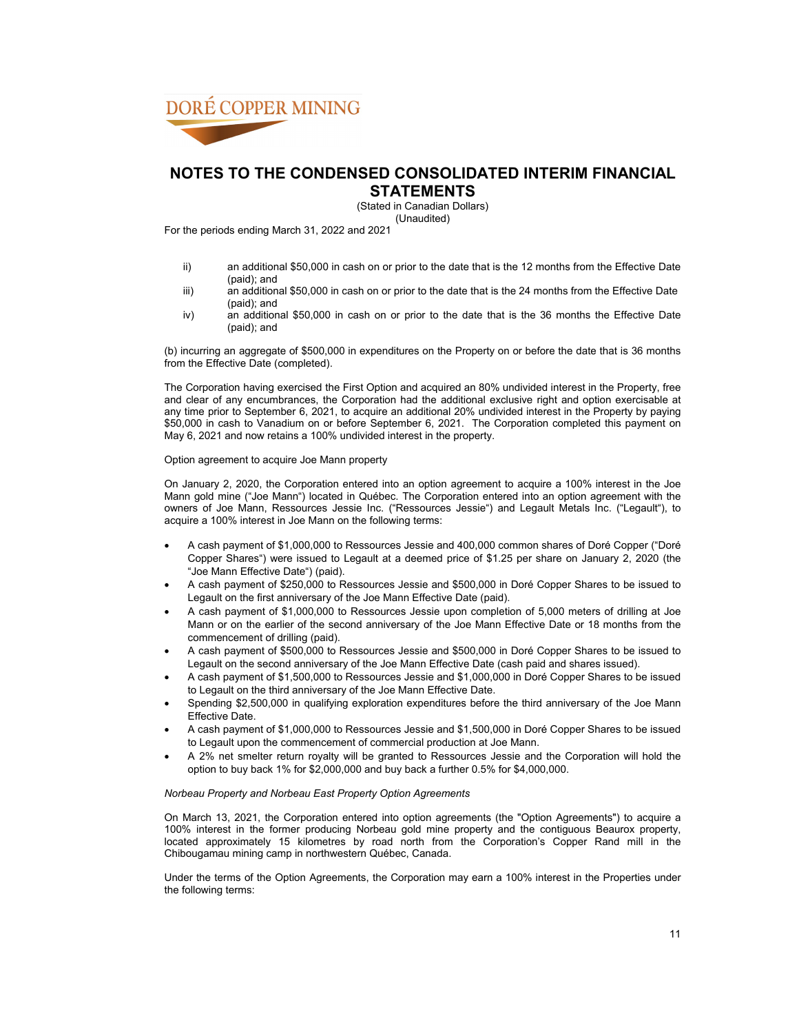ii) an additional $50,000 in cash on or prior to the date that is the 12 months from the Effective Date (paid); and

iii) an additional $50,000 in cash on or prior to the date that is the 24 months from the Effective Date (paid); and

iv) an additional $50,000 in cash on or prior to the date that is the 36 months the Effective Date (paid); and

(b) incurring an aggregate of $500,000 in expenditures on the Property on or before the date that is 36 months from the Effective Date (completed).

The Corporation having exercised the First Option and acquired an 80% undivided interest in the Property, free and clear of any encumbrances, the Corporation had the additional exclusive right and option exercisable at any time prior to September 6, 2021, to acquire an additional 20% undivided interest in the Property by paying $50,000 in cash to Vanadium on or before September 6, 2021. The Corporation completed this payment on May 6, 2021 and now retains a 100% undivided interest in the property.

Option agreement to acquire Joe Mann property

On January 2, 2020, the Corporation entered into an option agreement to acquire a 100% interest in the Joe Mann gold mine ("Joe Mann") located in Québec. The Corporation entered into an option agreement with the owners of Joe Mann, Ressources Jessie Inc. ("Ressources Jessie") and Legault Metals Inc. ("Legault"), to acquire a 100% interest in Joe Mann on the following terms:

- A cash payment of $1,000,000 to Ressources Jessie and 400,000 common shares of Doré Copper ("Doré Copper Shares") were issued to Legault at a deemed price of $1.25 per share on January 2, 2020 (the "Joe Mann Effective Date") (paid).
- A cash payment of $250,000 to Ressources Jessie and $500,000 in Doré Copper Shares to be issued to Legault on the first anniversary of the Joe Mann Effective Date (paid).
- A cash payment of $1,000,000 to Ressources Jessie upon completion of 5,000 meters of drilling at Joe Mann or on the earlier of the second anniversary of the Joe Mann Effective Date or 18 months from the commencement of drilling (paid).
- A cash payment of $500,000 to Ressources Jessie and $500,000 in Doré Copper Shares to be issued to Legault on the second anniversary of the Joe Mann Effective Date (cash paid and shares issued).
- A cash payment of $1,500,000 to Ressources Jessie and $1,000,000 in Doré Copper Shares to be issued to Legault on the third anniversary of the Joe Mann Effective Date.
- Spending $2,500,000 in qualifying exploration expenditures before the third anniversary of the Joe Mann Effective Date.
- A cash payment of $1,000,000 to Ressources Jessie and $1,500,000 in Doré Copper Shares to be issued to Legault upon the commencement of commercial production at Joe Mann.
- A 2% net smelter return royalty will be granted to Ressources Jessie and the Corporation will hold the option to buy back 1% for $2,000,000 and buy back a further 0.5% for $4,000,000.

*Norbeau Property and Norbeau East Property Option Agreements*

On March 13, 2021, the Corporation entered into option agreements (the "Option Agreements") to acquire a 100% interest in the former producing Norbeau gold mine property and the contiguous Beaurox property, located approximately 15 kilometres by road north from the Corporation's Copper Rand mill in the Chibougamau mining camp in northwestern Québec, Canada.

Under the terms of the Option Agreements, the Corporation may earn a 100% interest in the Properties under the following terms: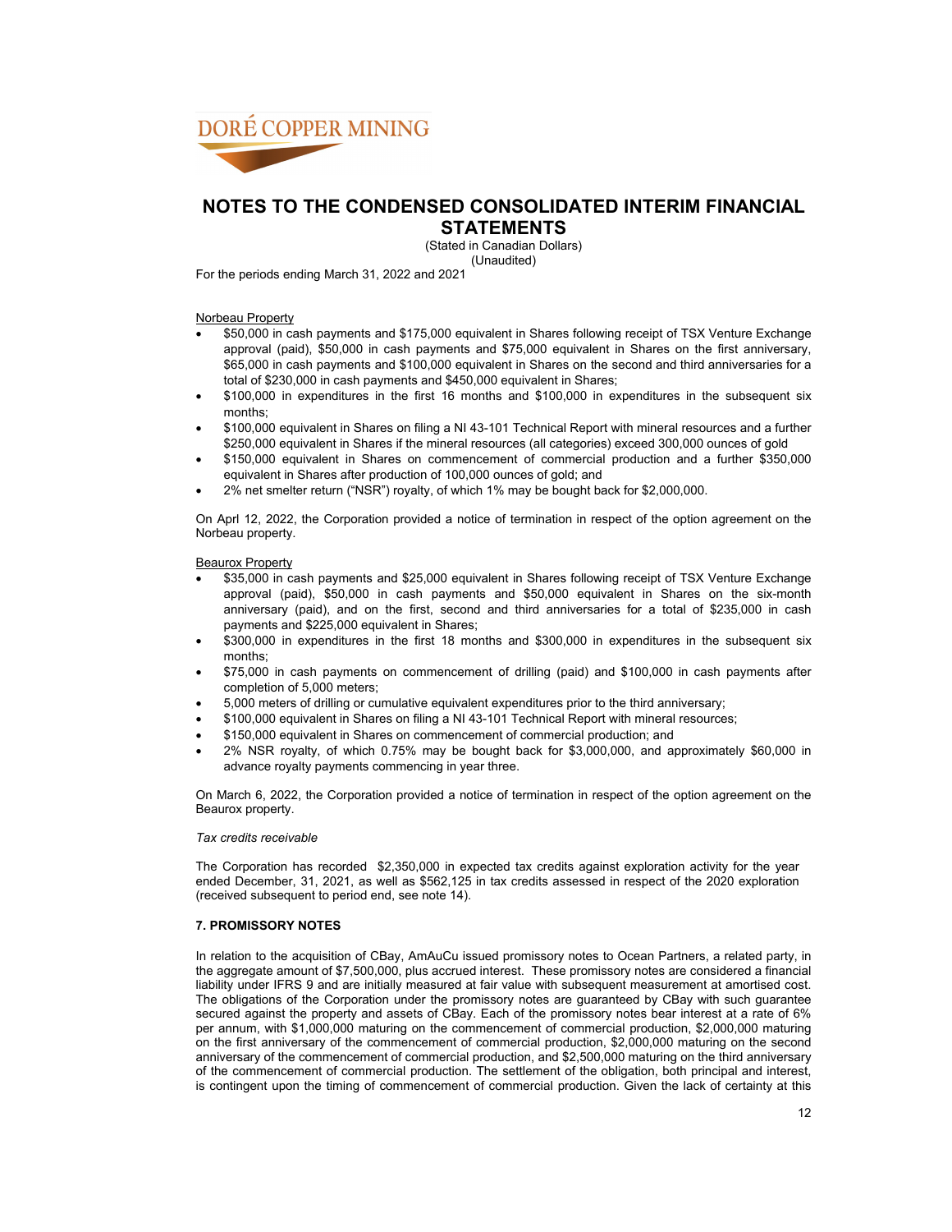Norbeau Property

- $50,000 in cash payments and $175,000 equivalent in Shares following receipt of TSX Venture Exchange approval (paid), $50,000 in cash payments and $75,000 equivalent in Shares on the first anniversary, $65,000 in cash payments and $100,000 equivalent in Shares on the second and third anniversaries for a total of $230,000 in cash payments and $450,000 equivalent in Shares;
- $100,000 in expenditures in the first 16 months and $100,000 in expenditures in the subsequent six months;
- $100,000 equivalent in Shares on filing a NI 43-101 Technical Report with mineral resources and a further $250,000 equivalent in Shares if the mineral resources (all categories) exceed 300,000 ounces of gold
- $150,000 equivalent in Shares on commencement of commercial production and a further $350,000 equivalent in Shares after production of 100,000 ounces of gold; and
- 2% net smelter return ("NSR") royalty, of which 1% may be bought back for $2,000,000.

On Aprl 12, 2022, the Corporation provided a notice of termination in respect of the option agreement on the Norbeau property.

Beaurox Property

- $35,000 in cash payments and $25,000 equivalent in Shares following receipt of TSX Venture Exchange approval (paid), $50,000 in cash payments and $50,000 equivalent in Shares on the six-month anniversary (paid), and on the first, second and third anniversaries for a total of $235,000 in cash payments and $225,000 equivalent in Shares;
- $300,000 in expenditures in the first 18 months and $300,000 in expenditures in the subsequent six months;
- $75,000 in cash payments on commencement of drilling (paid) and $100,000 in cash payments after completion of 5,000 meters;
- 5,000 meters of drilling or cumulative equivalent expenditures prior to the third anniversary;
- $100,000 equivalent in Shares on filing a NI 43-101 Technical Report with mineral resources;
- $150,000 equivalent in Shares on commencement of commercial production; and
- 2% NSR royalty, of which 0.75% may be bought back for $3,000,000, and approximately $60,000 in advance royalty payments commencing in year three.

On March 6, 2022, the Corporation provided a notice of termination in respect of the option agreement on the Beaurox property.

*Tax credits receivable*

The Corporation has recorded $2,350,000 in expected tax credits against exploration activity for the year ended December, 31, 2021, as well as $562,125 in tax credits assessed in respect of the 2020 exploration (received subsequent to period end, see note 14).

**7. PROMISSORY NOTES**

In relation to the acquisition of CBay, AmAuCu issued promissory notes to Ocean Partners, a related party, in the aggregate amount of $7,500,000, plus accrued interest. These promissory notes are considered a financial liability under IFRS 9 and are initially measured at fair value with subsequent measurement at amortised cost. The obligations of the Corporation under the promissory notes are guaranteed by CBay with such guarantee secured against the property and assets of CBay. Each of the promissory notes bear interest at a rate of 6% per annum, with $1,000,000 maturing on the commencement of commercial production, $2,000,000 maturing on the first anniversary of the commencement of commercial production, $2,000,000 maturing on the second anniversary of the commencement of commercial production, and $2,500,000 maturing on the third anniversary of the commencement of commercial production. The settlement of the obligation, both principal and interest, is contingent upon the timing of commencement of commercial production. Given the lack of certainty at this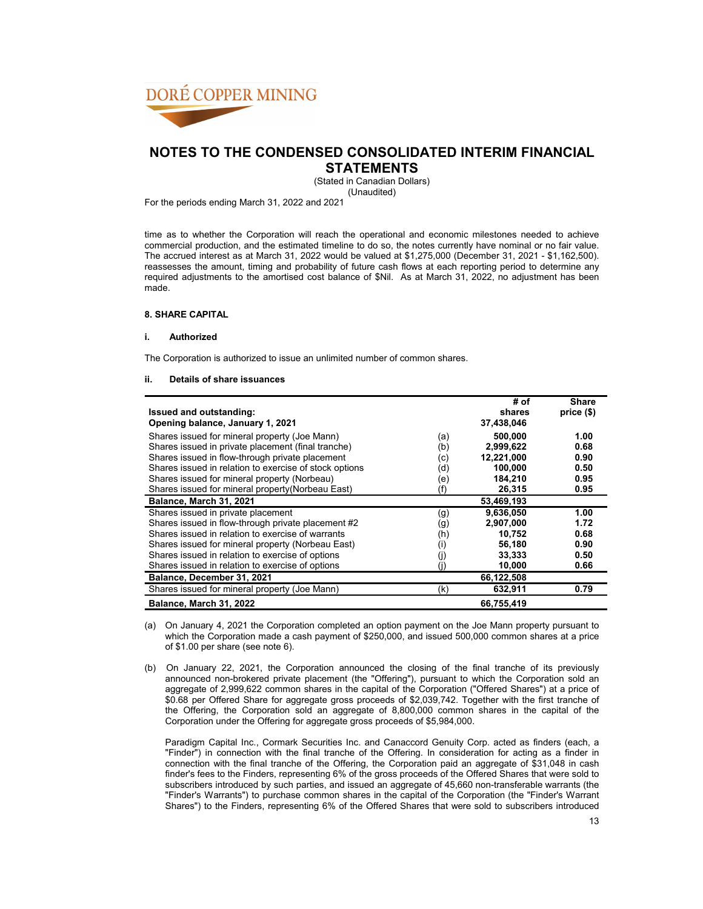time as to whether the Corporation will reach the operational and economic milestones needed to achieve commercial production, and the estimated timeline to do so, the notes currently have nominal or no fair value. The accrued interest as at March 31, 2022 would be valued at $1,275,000 (December 31, 2021 - $1,162,500). reassesses the amount, timing and probability of future cash flows at each reporting period to determine any required adjustments to the amortised cost balance of $Nil. As at March 31, 2022, no adjustment has been made.

#### 8. SHARE CAPITAL

##### i. Authorized

The Corporation is authorized to issue an unlimited number of common shares.

##### ii. Details of share issuances

| Issued and outstanding: | | # of shares | Share price ($) |
|---|---|---|---|
| **Opening balance, January 1, 2021** | | **37,438,046** | |
| Shares issued for mineral property (Joe Mann) | (a) | **500,000** | **1.00** |
| Shares issued in private placement (final tranche) | (b) | **2,999,622** | **0.68** |
| Shares issued in flow-through private placement | (c) | **12,221,000** | **0.90** |
| Shares issued in relation to exercise of stock options | (d) | **100,000** | **0.50** |
| Shares issued for mineral property (Norbeau) | (e) | **184,210** | **0.95** |
| Shares issued for mineral property(Norbeau East) | (f) | **26,315** | **0.95** |
| **Balance, March 31, 2021** | | **53,469,193** | |
| Shares issued in private placement | (g) | **9,636,050** | **1.00** |
| Shares issued in flow-through private placement #2 | (g) | **2,907,000** | **1.72** |
| Shares issued in relation to exercise of warrants | (h) | **10,752** | **0.68** |
| Shares issued for mineral property (Norbeau East) | (i) | **56,180** | **0.90** |
| Shares issued in relation to exercise of options | (j) | **33,333** | **0.50** |
| Shares issued in relation to exercise of options | (j) | **10,000** | **0.66** |
| **Balance, December 31, 2021** | | **66,122,508** | |
| Shares issued for mineral property (Joe Mann) | (k) | **632,911** | **0.79** |
| **Balance, March 31, 2022** | | **66,755,419** | |

(a) On January 4, 2021 the Corporation completed an option payment on the Joe Mann property pursuant to which the Corporation made a cash payment of $250,000, and issued 500,000 common shares at a price of $1.00 per share (see note 6).

(b) On January 22, 2021, the Corporation announced the closing of the final tranche of its previously announced non-brokered private placement (the "Offering"), pursuant to which the Corporation sold an aggregate of 2,999,622 common shares in the capital of the Corporation ("Offered Shares") at a price of $0.68 per Offered Share for aggregate gross proceeds of $2,039,742. Together with the first tranche of the Offering, the Corporation sold an aggregate of 8,800,000 common shares in the capital of the Corporation under the Offering for aggregate gross proceeds of $5,984,000.

Paradigm Capital Inc., Cormark Securities Inc. and Canaccord Genuity Corp. acted as finders (each, a "Finder") in connection with the final tranche of the Offering. In consideration for acting as a finder in connection with the final tranche of the Offering, the Corporation paid an aggregate of $31,048 in cash finder's fees to the Finders, representing 6% of the gross proceeds of the Offered Shares that were sold to subscribers introduced by such parties, and issued an aggregate of 45,660 non-transferable warrants (the "Finder's Warrants") to purchase common shares in the capital of the Corporation (the "Finder's Warrant Shares") to the Finders, representing 6% of the Offered Shares that were sold to subscribers introduced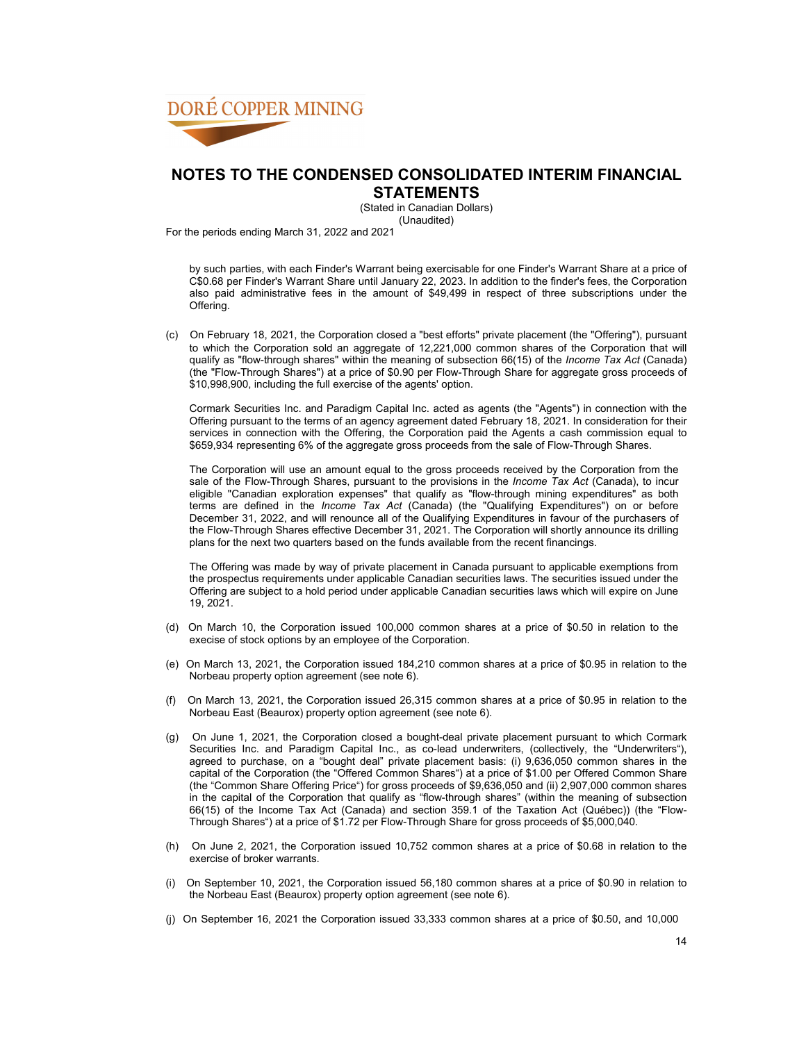by such parties, with each Finder's Warrant being exercisable for one Finder's Warrant Share at a price of C$0.68 per Finder's Warrant Share until January 22, 2023. In addition to the finder's fees, the Corporation also paid administrative fees in the amount of $49,499 in respect of three subscriptions under the Offering.

(c) On February 18, 2021, the Corporation closed a "best efforts" private placement (the "Offering"), pursuant to which the Corporation sold an aggregate of 12,221,000 common shares of the Corporation that will qualify as "flow-through shares" within the meaning of subsection 66(15) of the *Income Tax Act* (Canada) (the "Flow-Through Shares") at a price of $0.90 per Flow-Through Share for aggregate gross proceeds of $10,998,900, including the full exercise of the agents' option.

Cormark Securities Inc. and Paradigm Capital Inc. acted as agents (the "Agents") in connection with the Offering pursuant to the terms of an agency agreement dated February 18, 2021. In consideration for their services in connection with the Offering, the Corporation paid the Agents a cash commission equal to $659,934 representing 6% of the aggregate gross proceeds from the sale of Flow-Through Shares.

The Corporation will use an amount equal to the gross proceeds received by the Corporation from the sale of the Flow-Through Shares, pursuant to the provisions in the *Income Tax Act* (Canada), to incur eligible "Canadian exploration expenses" that qualify as "flow-through mining expenditures" as both terms are defined in the *Income Tax Act* (Canada) (the "Qualifying Expenditures") on or before December 31, 2022, and will renounce all of the Qualifying Expenditures in favour of the purchasers of the Flow-Through Shares effective December 31, 2021. The Corporation will shortly announce its drilling plans for the next two quarters based on the funds available from the recent financings.

The Offering was made by way of private placement in Canada pursuant to applicable exemptions from the prospectus requirements under applicable Canadian securities laws. The securities issued under the Offering are subject to a hold period under applicable Canadian securities laws which will expire on June 19, 2021.

(d) On March 10, the Corporation issued 100,000 common shares at a price of $0.50 in relation to the execise of stock options by an employee of the Corporation.

(e) On March 13, 2021, the Corporation issued 184,210 common shares at a price of $0.95 in relation to the Norbeau property option agreement (see note 6).

(f) On March 13, 2021, the Corporation issued 26,315 common shares at a price of $0.95 in relation to the Norbeau East (Beaurox) property option agreement (see note 6).

(g) On June 1, 2021, the Corporation closed a bought-deal private placement pursuant to which Cormark Securities Inc. and Paradigm Capital Inc., as co-lead underwriters, (collectively, the "Underwriters"), agreed to purchase, on a "bought deal" private placement basis: (i) 9,636,050 common shares in the capital of the Corporation (the "Offered Common Shares") at a price of $1.00 per Offered Common Share (the "Common Share Offering Price") for gross proceeds of $9,636,050 and (ii) 2,907,000 common shares in the capital of the Corporation that qualify as "flow-through shares" (within the meaning of subsection 66(15) of the Income Tax Act (Canada) and section 359.1 of the Taxation Act (Québec)) (the "Flow-Through Shares") at a price of $1.72 per Flow-Through Share for gross proceeds of $5,000,040.

(h) On June 2, 2021, the Corporation issued 10,752 common shares at a price of $0.68 in relation to the exercise of broker warrants.

(i) On September 10, 2021, the Corporation issued 56,180 common shares at a price of $0.90 in relation to the Norbeau East (Beaurox) property option agreement (see note 6).

(j) On September 16, 2021 the Corporation issued 33,333 common shares at a price of $0.50, and 10,000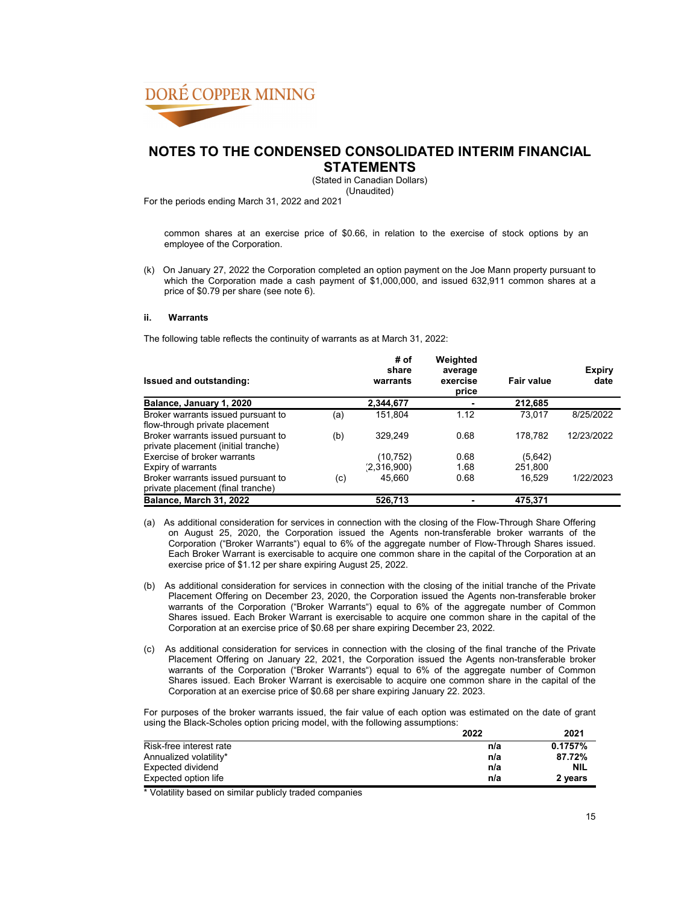common shares at an exercise price of $0.66, in relation to the exercise of stock options by an employee of the Corporation.

(k) On January 27, 2022 the Corporation completed an option payment on the Joe Mann property pursuant to which the Corporation made a cash payment of $1,000,000, and issued 632,911 common shares at a price of $0.79 per share (see note 6).

#### ii. Warrants

The following table reflects the continuity of warrants as at March 31, 2022:

| Issued and outstanding: | | # of share warrants | Weighted average exercise price | Fair value | Expiry date |
|---|---|---|---|---|---|
| **Balance, January 1, 2020** | | **2,344,677** | **-** | **212,685** | |
| Broker warrants issued pursuant to flow-through private placement | (a) | 151,804 | 1.12 | 73,017 | 8/25/2022 |
| Broker warrants issued pursuant to private placement (initial tranche) | (b) | 329,249 | 0.68 | 178,782 | 12/23/2022 |
| Exercise of broker warrants | | (10,752) | 0.68 | (5,642) | |
| Expiry of warrants | | (2,316,900) | 1.68 | 251,800 | |
| Broker warrants issued pursuant to private placement (final tranche) | (c) | 45,660 | 0.68 | 16,529 | 1/22/2023 |
| **Balance, March 31, 2022** | | **526,713** | **-** | **475,371** | |

(a) As additional consideration for services in connection with the closing of the Flow-Through Share Offering on August 25, 2020, the Corporation issued the Agents non-transferable broker warrants of the Corporation ("Broker Warrants") equal to 6% of the aggregate number of Flow-Through Shares issued. Each Broker Warrant is exercisable to acquire one common share in the capital of the Corporation at an exercise price of $1.12 per share expiring August 25, 2022.

(b) As additional consideration for services in connection with the closing of the initial tranche of the Private Placement Offering on December 23, 2020, the Corporation issued the Agents non-transferable broker warrants of the Corporation ("Broker Warrants") equal to 6% of the aggregate number of Common Shares issued. Each Broker Warrant is exercisable to acquire one common share in the capital of the Corporation at an exercise price of $0.68 per share expiring December 23, 2022.

(c) As additional consideration for services in connection with the closing of the final tranche of the Private Placement Offering on January 22, 2021, the Corporation issued the Agents non-transferable broker warrants of the Corporation ("Broker Warrants") equal to 6% of the aggregate number of Common Shares issued. Each Broker Warrant is exercisable to acquire one common share in the capital of the Corporation at an exercise price of $0.68 per share expiring January 22. 2023.

For purposes of the broker warrants issued, the fair value of each option was estimated on the date of grant using the Black-Scholes option pricing model, with the following assumptions:

| | 2022 | 2021 |
|---|---|---|
| Risk-free interest rate | **n/a** | **0.1757%** |
| Annualized volatility* | **n/a** | **87.72%** |
| Expected dividend | **n/a** | **NIL** |
| Expected option life | **n/a** | **2 years** |

* Volatility based on similar publicly traded companies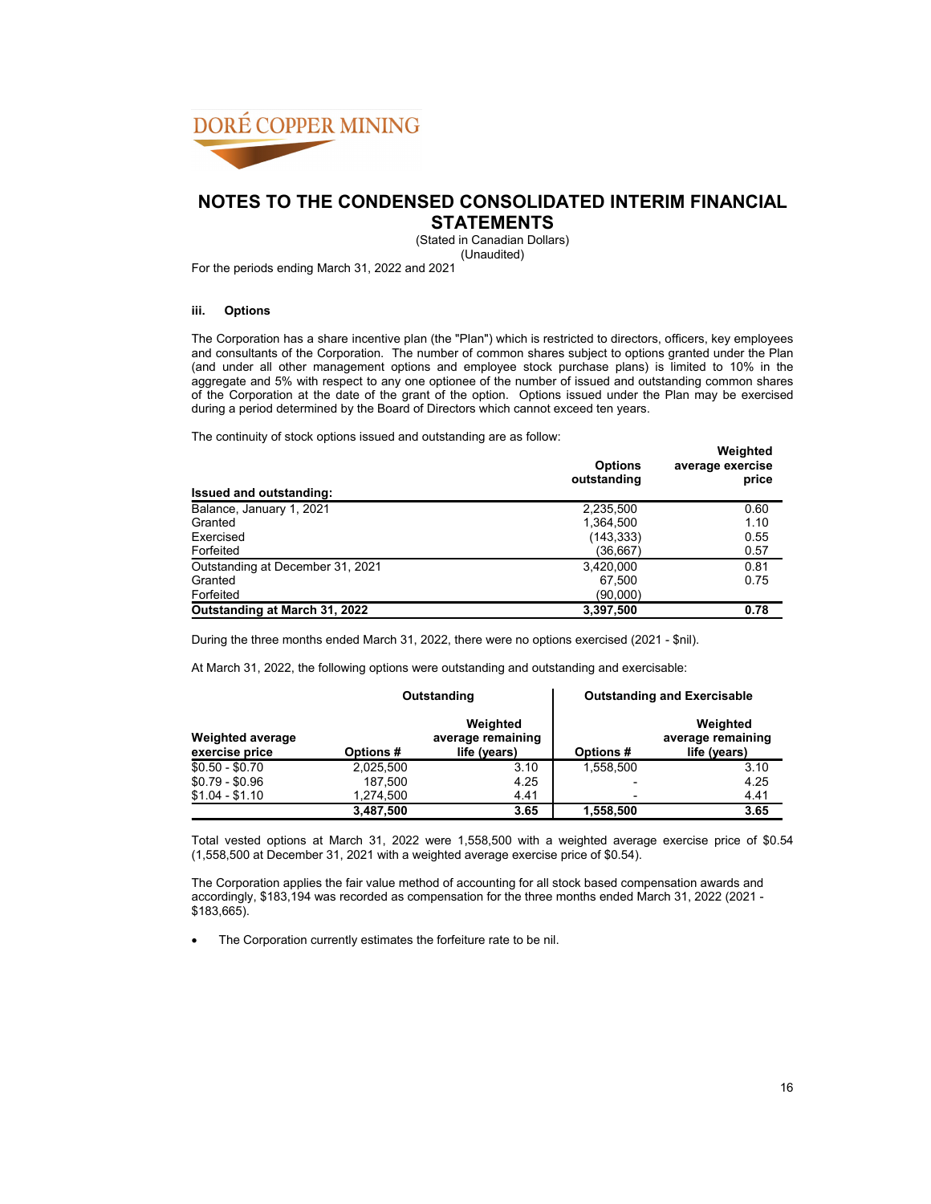# NOTES TO THE CONDENSED CONSOLIDATED INTERIM FINANCIAL STATEMENTS

(Stated in Canadian Dollars)
(Unaudited)

For the periods ending March 31, 2022 and 2021

### iii. Options

The Corporation has a share incentive plan (the "Plan") which is restricted to directors, officers, key employees and consultants of the Corporation. The number of common shares subject to options granted under the Plan (and under all other management options and employee stock purchase plans) is limited to 10% in the aggregate and 5% with respect to any one optionee of the number of issued and outstanding common shares of the Corporation at the date of the grant of the option. Options issued under the Plan may be exercised during a period determined by the Board of Directors which cannot exceed ten years.

The continuity of stock options issued and outstanding are as follow:

| Issued and outstanding: | Options outstanding | Weighted average exercise price |
|---|---|---|
| Balance, January 1, 2021 | 2,235,500 | 0.60 |
| Granted | 1,364,500 | 1.10 |
| Exercised | (143,333) | 0.55 |
| Forfeited | (36,667) | 0.57 |
| Outstanding at December 31, 2021 | 3,420,000 | 0.81 |
| Granted | 67,500 | 0.75 |
| Forfeited | (90,000) | |
| **Outstanding at March 31, 2022** | **3,397,500** | **0.78** |

During the three months ended March 31, 2022, there were no options exercised (2021 - $nil).

At March 31, 2022, the following options were outstanding and outstanding and exercisable:

| | Outstanding | | Outstanding and Exercisable | |
|---|---|---|---|---|
| Weighted average exercise price | Options # | Weighted average remaining life (years) | Options # | Weighted average remaining life (years) |
| $0.50 - $0.70 | 2,025,500 | 3.10 | 1,558,500 | 3.10 |
| $0.79 - $0.96 | 187,500 | 4.25 | - | 4.25 |
| $1.04 - $1.10 | 1,274,500 | 4.41 | - | 4.41 |
| | **3,487,500** | **3.65** | **1,558,500** | **3.65** |

Total vested options at March 31, 2022 were 1,558,500 with a weighted average exercise price of $0.54 (1,558,500 at December 31, 2021 with a weighted average exercise price of $0.54).

The Corporation applies the fair value method of accounting for all stock based compensation awards and accordingly, $183,194 was recorded as compensation for the three months ended March 31, 2022 (2021 - $183,665).

- The Corporation currently estimates the forfeiture rate to be nil.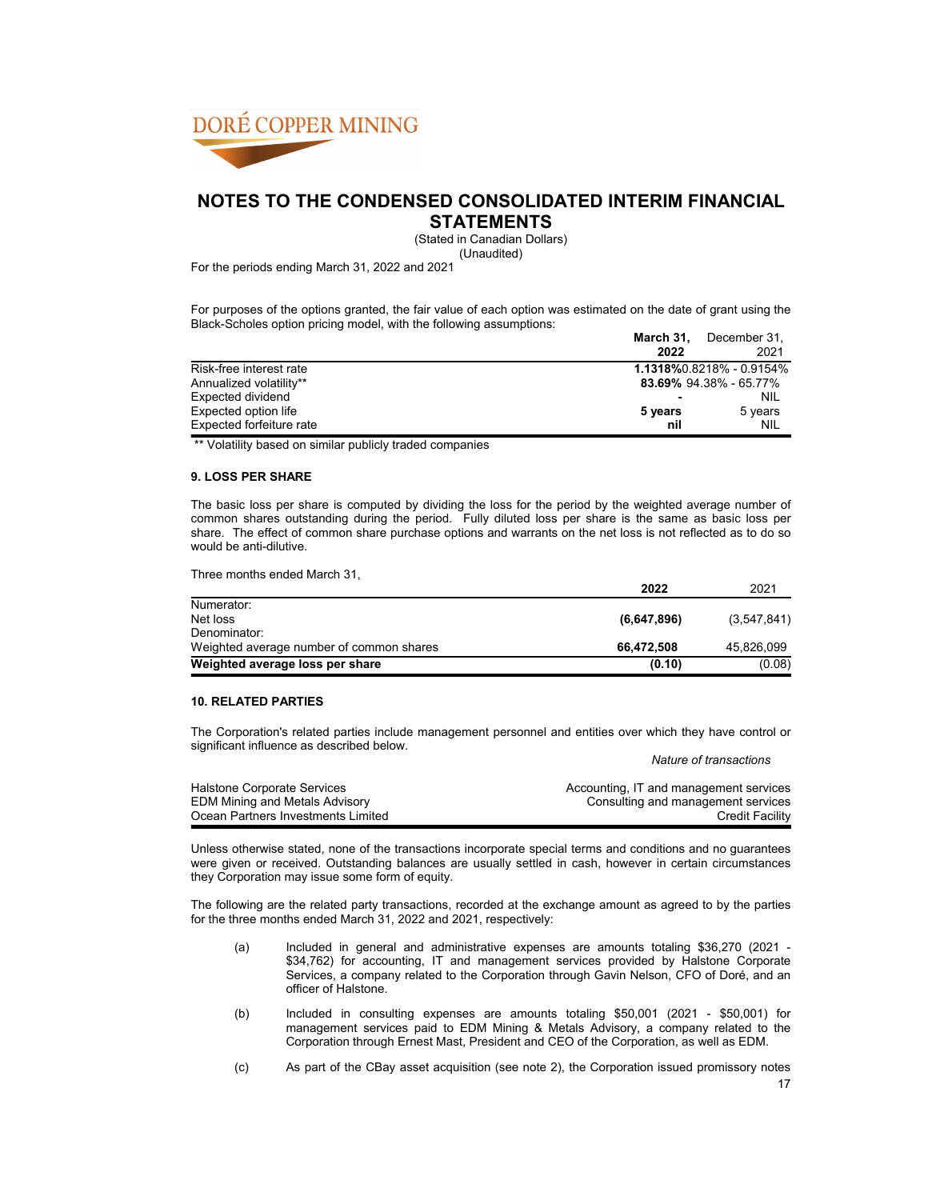# NOTES TO THE CONDENSED CONSOLIDATED INTERIM FINANCIAL STATEMENTS

(Stated in Canadian Dollars)
(Unaudited)

For the periods ending March 31, 2022 and 2021

For purposes of the options granted, the fair value of each option was estimated on the date of grant using the Black-Scholes option pricing model, with the following assumptions:

| | **March 31, 2022** | December 31, 2021 |
|---|---|---|
| Risk-free interest rate | **1.1318%** | 0.8218% - 0.9154% |
| Annualized volatility** | **83.69%** | 94.38% - 65.77% |
| Expected dividend | **-** | NIL |
| Expected option life | **5 years** | 5 years |
| Expected forfeiture rate | **nil** | NIL |

** Volatility based on similar publicly traded companies

### 9. LOSS PER SHARE

The basic loss per share is computed by dividing the loss for the period by the weighted average number of common shares outstanding during the period. Fully diluted loss per share is the same as basic loss per share. The effect of common share purchase options and warrants on the net loss is not reflected as to do so would be anti-dilutive.

Three months ended March 31,

| | **2022** | 2021 |
|---|---|---|
| Numerator: | | |
| Net loss | **(6,647,896)** | (3,547,841) |
| Denominator: | | |
| Weighted average number of common shares | **66,472,508** | 45,826,099 |
| **Weighted average loss per share** | **(0.10)** | (0.08) |

### 10. RELATED PARTIES

The Corporation's related parties include management personnel and entities over which they have control or significant influence as described below.

| | *Nature of transactions* |
|---|---|
| Halstone Corporate Services | Accounting, IT and management services |
| EDM Mining and Metals Advisory | Consulting and management services |
| Ocean Partners Investments Limited | Credit Facility |

Unless otherwise stated, none of the transactions incorporate special terms and conditions and no guarantees were given or received. Outstanding balances are usually settled in cash, however in certain circumstances they Corporation may issue some form of equity.

The following are the related party transactions, recorded at the exchange amount as agreed to by the parties for the three months ended March 31, 2022 and 2021, respectively:

(a) Included in general and administrative expenses are amounts totaling $36,270 (2021 - $34,762) for accounting, IT and management services provided by Halstone Corporate Services, a company related to the Corporation through Gavin Nelson, CFO of Doré, and an officer of Halstone.

(b) Included in consulting expenses are amounts totaling $50,001 (2021 - $50,001) for management services paid to EDM Mining & Metals Advisory, a company related to the Corporation through Ernest Mast, President and CEO of the Corporation, as well as EDM.

(c) As part of the CBay asset acquisition (see note 2), the Corporation issued promissory notes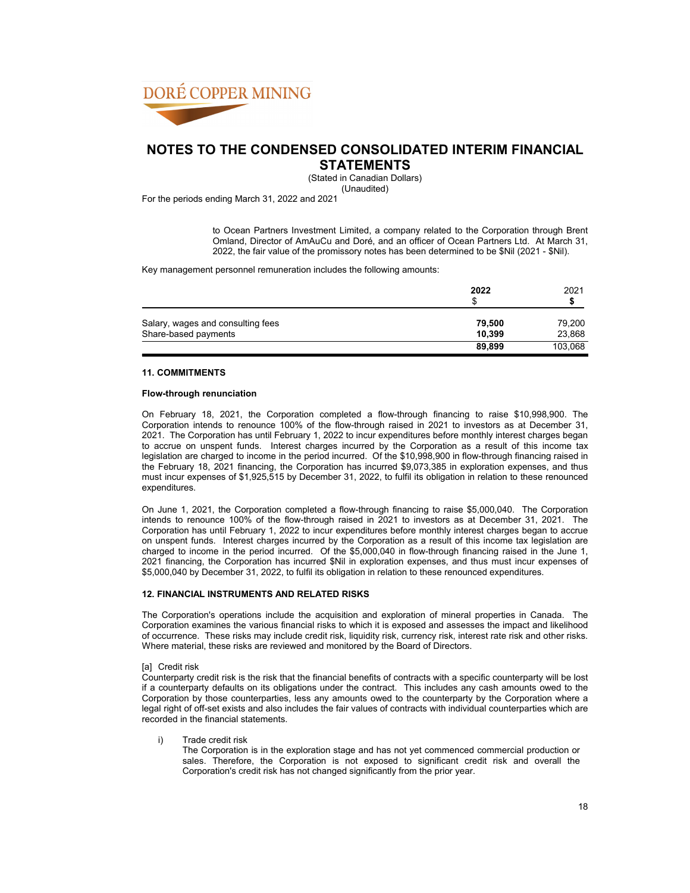to Ocean Partners Investment Limited, a company related to the Corporation through Brent Omland, Director of AmAuCu and Doré, and an officer of Ocean Partners Ltd. At March 31, 2022, the fair value of the promissory notes has been determined to be $Nil (2021 - $Nil).

Key management personnel remuneration includes the following amounts:

| | **2022** $ | 2021 **$** |
|---|---|---|
| Salary, wages and consulting fees | **79,500** | 79,200 |
| Share-based payments | **10,399** | 23,868 |
| | **89,899** | 103,068 |

#### 11. COMMITMENTS

**Flow-through renunciation**

On February 18, 2021, the Corporation completed a flow-through financing to raise $10,998,900. The Corporation intends to renounce 100% of the flow-through raised in 2021 to investors as at December 31, 2021. The Corporation has until February 1, 2022 to incur expenditures before monthly interest charges began to accrue on unspent funds. Interest charges incurred by the Corporation as a result of this income tax legislation are charged to income in the period incurred. Of the $10,998,900 in flow-through financing raised in the February 18, 2021 financing, the Corporation has incurred $9,073,385 in exploration expenses, and thus must incur expenses of $1,925,515 by December 31, 2022, to fulfil its obligation in relation to these renounced expenditures.

On June 1, 2021, the Corporation completed a flow-through financing to raise $5,000,040. The Corporation intends to renounce 100% of the flow-through raised in 2021 to investors as at December 31, 2021. The Corporation has until February 1, 2022 to incur expenditures before monthly interest charges began to accrue on unspent funds. Interest charges incurred by the Corporation as a result of this income tax legislation are charged to income in the period incurred. Of the $5,000,040 in flow-through financing raised in the June 1, 2021 financing, the Corporation has incurred $Nil in exploration expenses, and thus must incur expenses of $5,000,040 by December 31, 2022, to fulfil its obligation in relation to these renounced expenditures.

#### 12. FINANCIAL INSTRUMENTS AND RELATED RISKS

The Corporation's operations include the acquisition and exploration of mineral properties in Canada. The Corporation examines the various financial risks to which it is exposed and assesses the impact and likelihood of occurrence. These risks may include credit risk, liquidity risk, currency risk, interest rate risk and other risks. Where material, these risks are reviewed and monitored by the Board of Directors.

[a] Credit risk
Counterparty credit risk is the risk that the financial benefits of contracts with a specific counterparty will be lost if a counterparty defaults on its obligations under the contract. This includes any cash amounts owed to the Corporation by those counterparties, less any amounts owed to the counterparty by the Corporation where a legal right of off-set exists and also includes the fair values of contracts with individual counterparties which are recorded in the financial statements.

i) Trade credit risk
The Corporation is in the exploration stage and has not yet commenced commercial production or sales. Therefore, the Corporation is not exposed to significant credit risk and overall the Corporation's credit risk has not changed significantly from the prior year.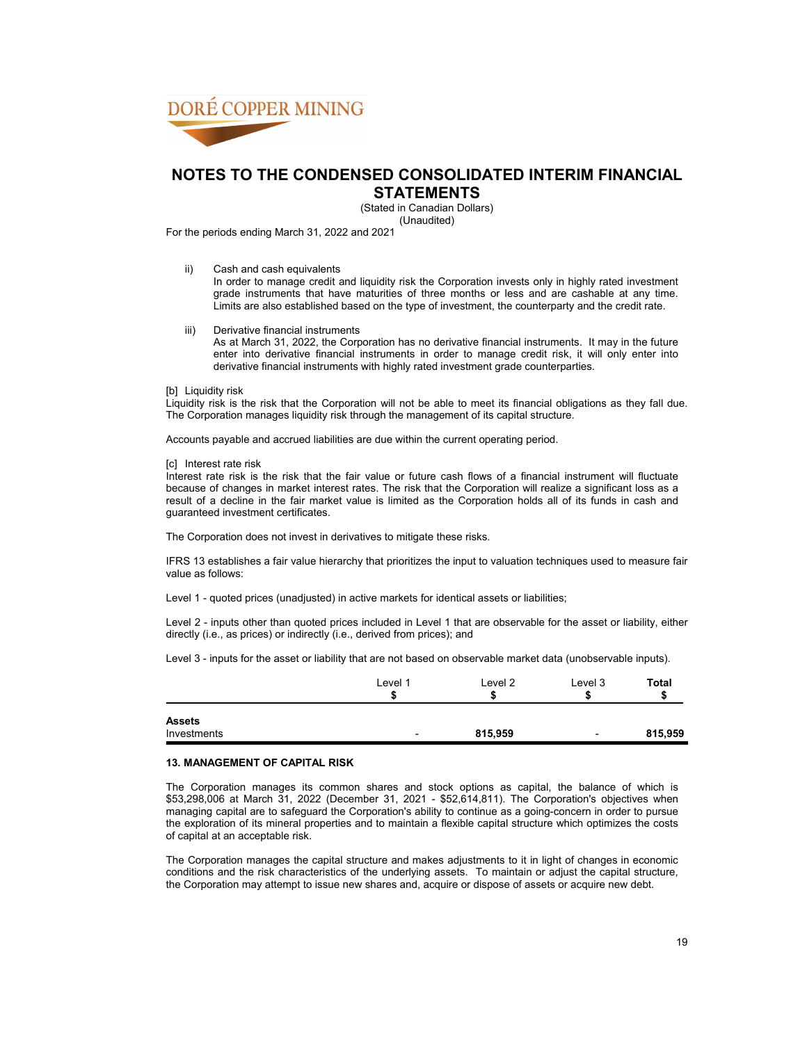# NOTES TO THE CONDENSED CONSOLIDATED INTERIM FINANCIAL STATEMENTS

(Stated in Canadian Dollars)
(Unaudited)

For the periods ending March 31, 2022 and 2021

ii) Cash and cash equivalents
In order to manage credit and liquidity risk the Corporation invests only in highly rated investment grade instruments that have maturities of three months or less and are cashable at any time. Limits are also established based on the type of investment, the counterparty and the credit rate.

iii) Derivative financial instruments
As at March 31, 2022, the Corporation has no derivative financial instruments. It may in the future enter into derivative financial instruments in order to manage credit risk, it will only enter into derivative financial instruments with highly rated investment grade counterparties.

[b] Liquidity risk
Liquidity risk is the risk that the Corporation will not be able to meet its financial obligations as they fall due. The Corporation manages liquidity risk through the management of its capital structure.

Accounts payable and accrued liabilities are due within the current operating period.

[c] Interest rate risk
Interest rate risk is the risk that the fair value or future cash flows of a financial instrument will fluctuate because of changes in market interest rates. The risk that the Corporation will realize a significant loss as a result of a decline in the fair market value is limited as the Corporation holds all of its funds in cash and guaranteed investment certificates.

The Corporation does not invest in derivatives to mitigate these risks.

IFRS 13 establishes a fair value hierarchy that prioritizes the input to valuation techniques used to measure fair value as follows:

Level 1 - quoted prices (unadjusted) in active markets for identical assets or liabilities;

Level 2 - inputs other than quoted prices included in Level 1 that are observable for the asset or liability, either directly (i.e., as prices) or indirectly (i.e., derived from prices); and

Level 3 - inputs for the asset or liability that are not based on observable market data (unobservable inputs).

| | Level 1<br>$ | Level 2<br>$ | Level 3<br>$ | **Total**<br>**$** |
|---|---|---|---|---|
| **Assets** | | | | |
| Investments | - | **815,959** | - | **815,959** |

**13. MANAGEMENT OF CAPITAL RISK**

The Corporation manages its common shares and stock options as capital, the balance of which is $53,298,006 at March 31, 2022 (December 31, 2021 - $52,614,811). The Corporation's objectives when managing capital are to safeguard the Corporation's ability to continue as a going-concern in order to pursue the exploration of its mineral properties and to maintain a flexible capital structure which optimizes the costs of capital at an acceptable risk.

The Corporation manages the capital structure and makes adjustments to it in light of changes in economic conditions and the risk characteristics of the underlying assets. To maintain or adjust the capital structure, the Corporation may attempt to issue new shares and, acquire or dispose of assets or acquire new debt.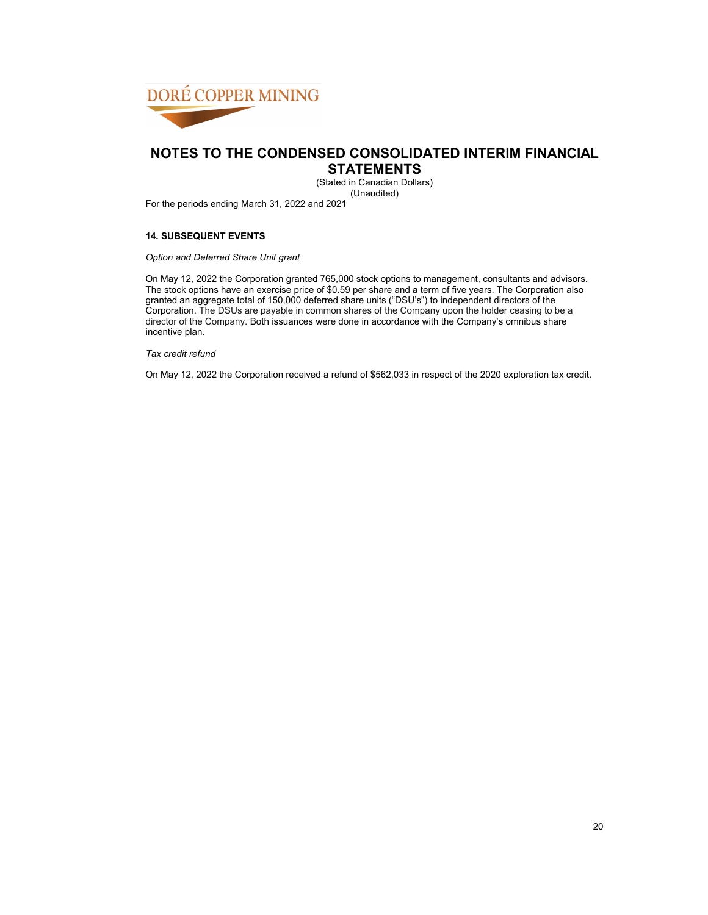# NOTES TO THE CONDENSED CONSOLIDATED INTERIM FINANCIAL STATEMENTS

(Stated in Canadian Dollars)
(Unaudited)

For the periods ending March 31, 2022 and 2021

### 14. SUBSEQUENT EVENTS

*Option and Deferred Share Unit grant*

On May 12, 2022 the Corporation granted 765,000 stock options to management, consultants and advisors. The stock options have an exercise price of $0.59 per share and a term of five years. The Corporation also granted an aggregate total of 150,000 deferred share units ("DSU's") to independent directors of the Corporation. The DSUs are payable in common shares of the Company upon the holder ceasing to be a director of the Company. Both issuances were done in accordance with the Company's omnibus share incentive plan.

*Tax credit refund*

On May 12, 2022 the Corporation received a refund of $562,033 in respect of the 2020 exploration tax credit.